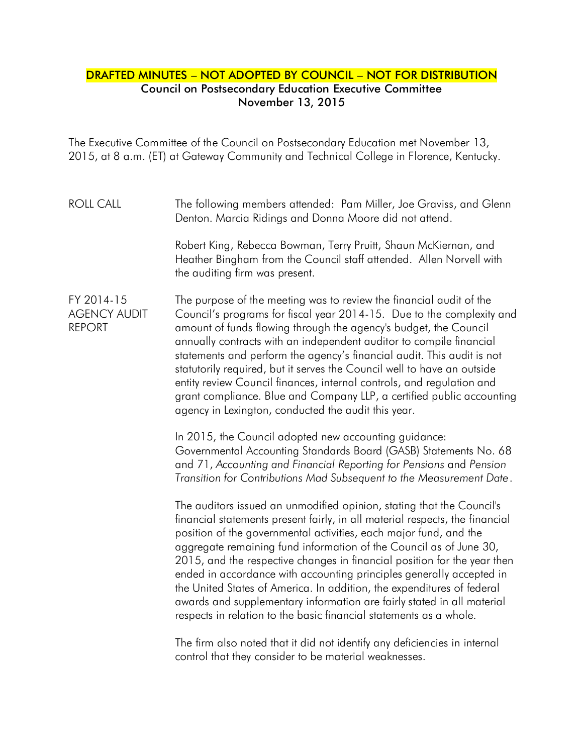**DRAFTED MINUTES – NOT ADOPTED BY COUNCIL – NOT FOR DISTRIBUTION**

**Council on Postsecondary Education Executive Committee**

**November 13, 2015**

The Executive Committee of the Council on Postsecondary Education met November 13, 2015, at 8 a.m. (ET) at Gateway Community and Technical College in Florence, Kentucky.

ROLL CALL

The following members attended: Pam Miller, Joe Graviss, and Glenn Denton. Marcia Ridings and Donna Moore did not attend.

Robert King, Rebecca Bowman, Terry Pruitt, Shaun McKiernan, and Heather Bingham from the Council staff attended. Allen Norvell with the auditing firm was present.

FY 2014-15 AGENCY AUDIT REPORT

The purpose of the meeting was to review the financial audit of the Council's programs for fiscal year 2014-15. Due to the complexity and amount of funds flowing through the agency's budget, the Council annually contracts with an independent auditor to compile financial statements and perform the agency's financial audit. This audit is not statutorily required, but it serves the Council well to have an outside entity review Council finances, internal controls, and regulation and grant compliance. Blue and Company LLP, a certified public accounting agency in Lexington, conducted the audit this year.

In 2015, the Council adopted new accounting guidance: Governmental Accounting Standards Board (GASB) Statements No. 68 and 71, *Accounting and Financial Reporting for Pensions* and *Pension Transition for Contributions Mad Subsequent to the Measurement Date*.

The auditors issued an unmodified opinion, stating that the Council's financial statements present fairly, in all material respects, the financial position of the governmental activities, each major fund, and the aggregate remaining fund information of the Council as of June 30, 2015, and the respective changes in financial position for the year then ended in accordance with accounting principles generally accepted in the United States of America. In addition, the expenditures of federal awards and supplementary information are fairly stated in all material respects in relation to the basic financial statements as a whole.

The firm also noted that it did not identify any deficiencies in internal control that they consider to be material weaknesses.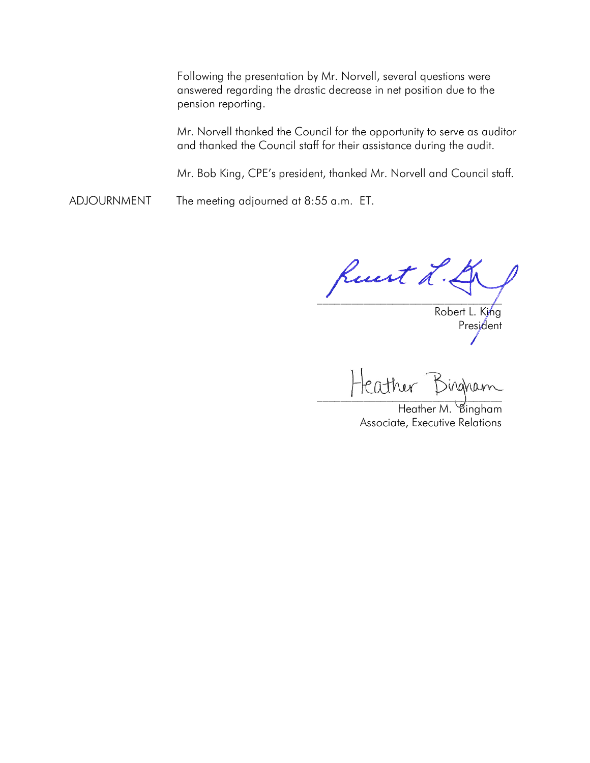Following the presentation by Mr. Norvell, several questions were answered regarding the drastic decrease in net position due to the pension reporting.

Mr. Norvell thanked the Council for the opportunity to serve as auditor and thanked the Council staff for their assistance during the audit.

Mr. Bob King, CPE's president, thanked Mr. Norvell and Council staff.

ADJOURNMENT The meeting adjourned at 8:55 a.m. ET.

Robert L. King
President

Heather M. Bingham
Associate, Executive Relations